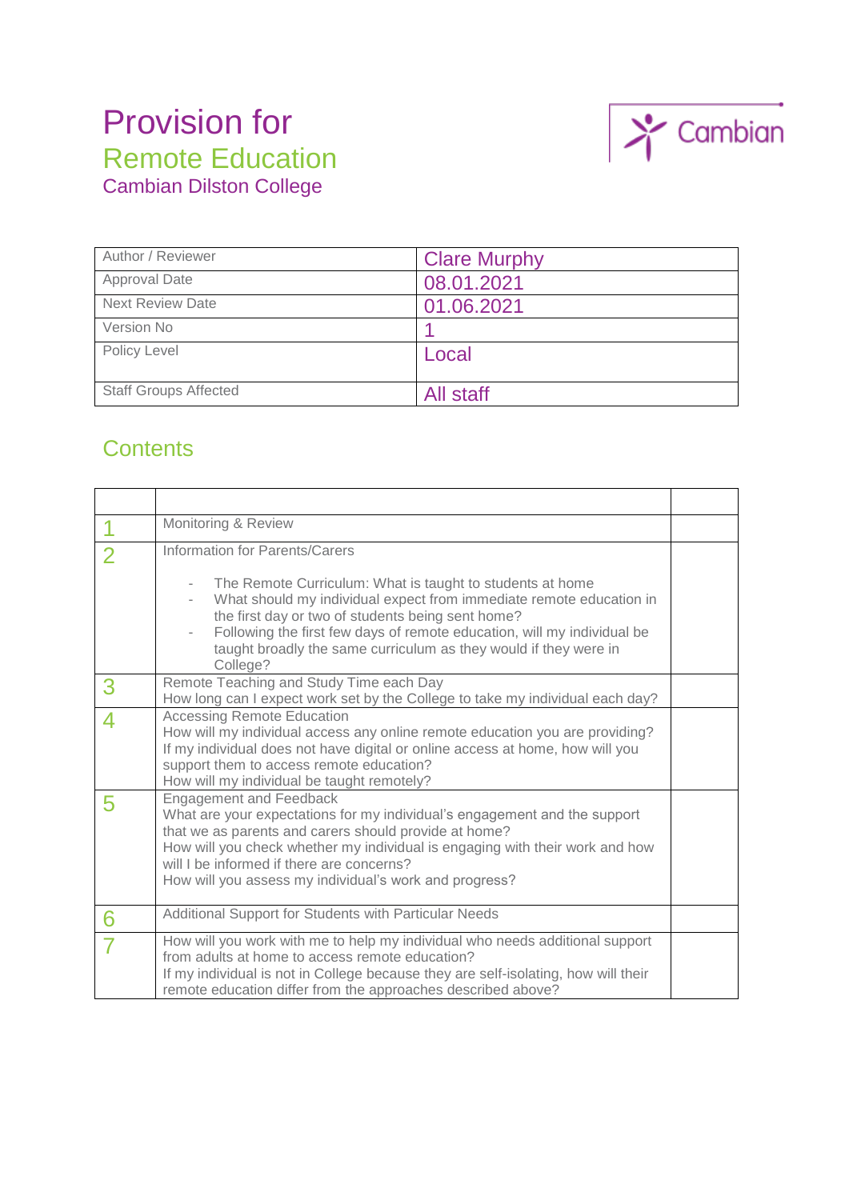# Provision for

## Remote Education

### Cambian Dilston College

Cambian

| Author / Reviewer | Clare Murphy |
|---|---|
| Approval Date | 08.01.2021 |
| Next Review Date | 01.06.2021 |
| Version No | 1 |
| Policy Level | Local |
| Staff Groups Affected | All staff |

## Contents

| | | |
|---|---|---|
| 1 | Monitoring & Review | |
| 2 | Information for Parents/Carers<br><br>- The Remote Curriculum: What is taught to students at home<br>- What should my individual expect from immediate remote education in the first day or two of students being sent home?<br>- Following the first few days of remote education, will my individual be taught broadly the same curriculum as they would if they were in College? | |
| 3 | Remote Teaching and Study Time each Day<br>How long can I expect work set by the College to take my individual each day? | |
| 4 | Accessing Remote Education<br>How will my individual access any online remote education you are providing?<br>If my individual does not have digital or online access at home, how will you support them to access remote education?<br>How will my individual be taught remotely? | |
| 5 | Engagement and Feedback<br>What are your expectations for my individual's engagement and the support that we as parents and carers should provide at home?<br>How will you check whether my individual is engaging with their work and how will I be informed if there are concerns?<br>How will you assess my individual's work and progress? | |
| 6 | Additional Support for Students with Particular Needs | |
| 7 | How will you work with me to help my individual who needs additional support from adults at home to access remote education?<br>If my individual is not in College because they are self-isolating, how will their remote education differ from the approaches described above? | |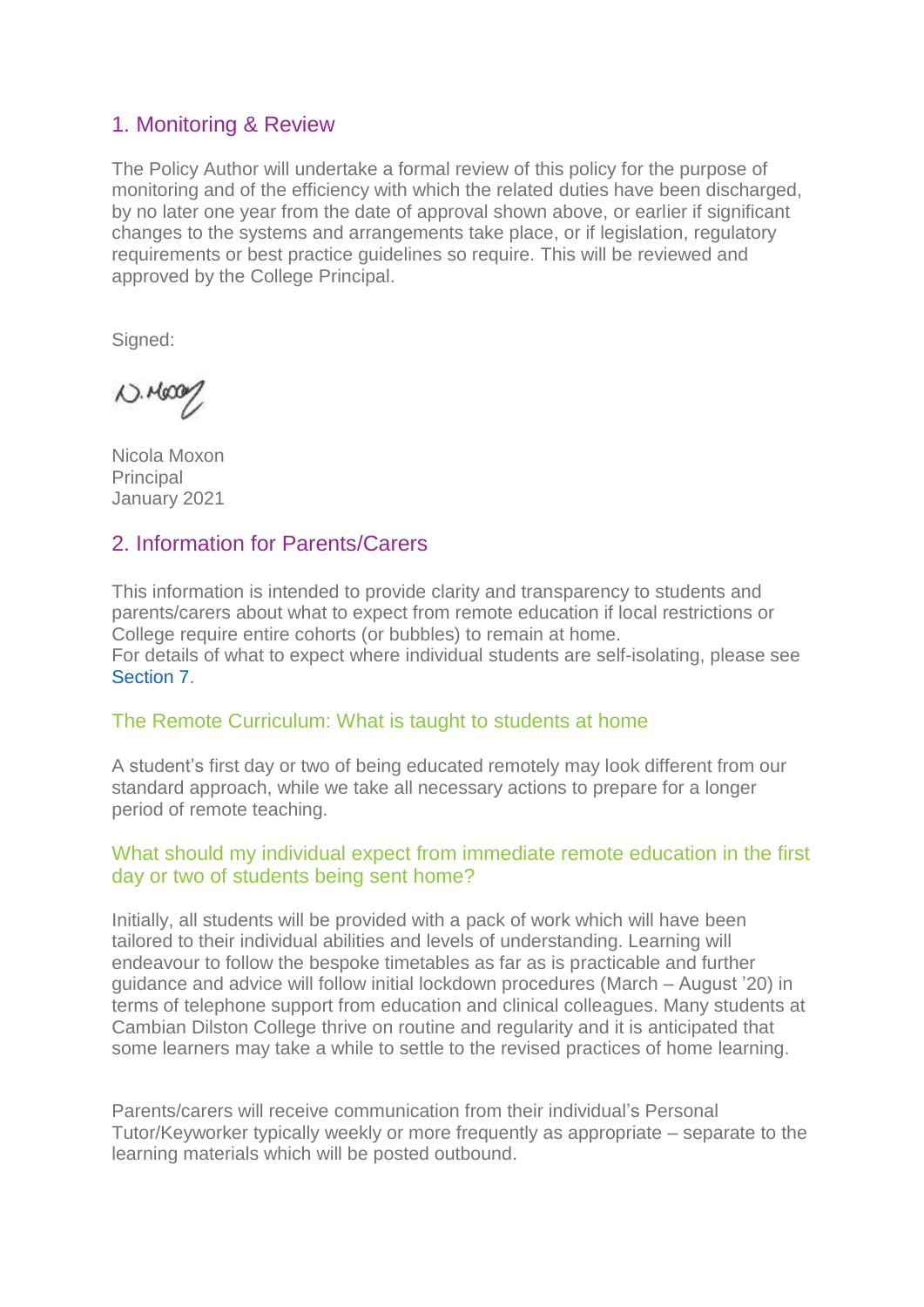## 1. Monitoring & Review

The Policy Author will undertake a formal review of this policy for the purpose of monitoring and of the efficiency with which the related duties have been discharged, by no later one year from the date of approval shown above, or earlier if significant changes to the systems and arrangements take place, or if legislation, regulatory requirements or best practice guidelines so require. This will be reviewed and approved by the College Principal.

Signed:

Nicola Moxon
Principal
January 2021

## 2. Information for Parents/Carers

This information is intended to provide clarity and transparency to students and parents/carers about what to expect from remote education if local restrictions or College require entire cohorts (or bubbles) to remain at home.
For details of what to expect where individual students are self-isolating, please see Section 7.

### The Remote Curriculum: What is taught to students at home

A student's first day or two of being educated remotely may look different from our standard approach, while we take all necessary actions to prepare for a longer period of remote teaching.

### What should my individual expect from immediate remote education in the first day or two of students being sent home?

Initially, all students will be provided with a pack of work which will have been tailored to their individual abilities and levels of understanding. Learning will endeavour to follow the bespoke timetables as far as is practicable and further guidance and advice will follow initial lockdown procedures (March – August '20) in terms of telephone support from education and clinical colleagues. Many students at Cambian Dilston College thrive on routine and regularity and it is anticipated that some learners may take a while to settle to the revised practices of home learning.

Parents/carers will receive communication from their individual's Personal Tutor/Keyworker typically weekly or more frequently as appropriate – separate to the learning materials which will be posted outbound.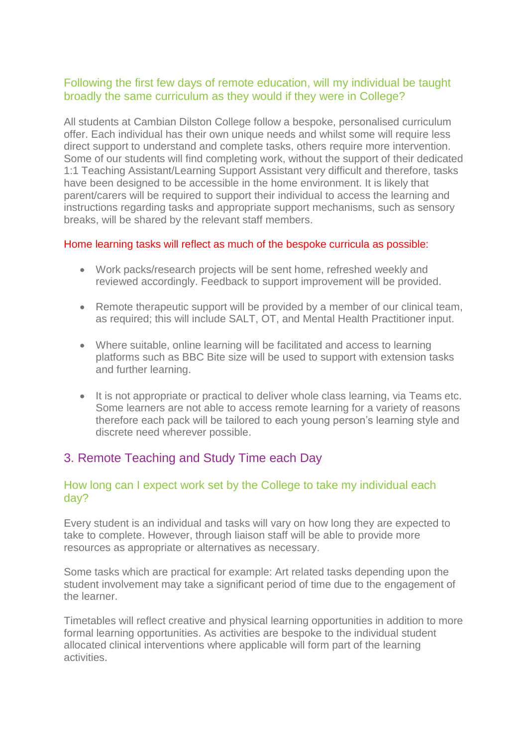### Following the first few days of remote education, will my individual be taught broadly the same curriculum as they would if they were in College?

All students at Cambian Dilston College follow a bespoke, personalised curriculum offer. Each individual has their own unique needs and whilst some will require less direct support to understand and complete tasks, others require more intervention. Some of our students will find completing work, without the support of their dedicated 1:1 Teaching Assistant/Learning Support Assistant very difficult and therefore, tasks have been designed to be accessible in the home environment. It is likely that parent/carers will be required to support their individual to access the learning and instructions regarding tasks and appropriate support mechanisms, such as sensory breaks, will be shared by the relevant staff members.

Home learning tasks will reflect as much of the bespoke curricula as possible:

- Work packs/research projects will be sent home, refreshed weekly and reviewed accordingly. Feedback to support improvement will be provided.
- Remote therapeutic support will be provided by a member of our clinical team, as required; this will include SALT, OT, and Mental Health Practitioner input.
- Where suitable, online learning will be facilitated and access to learning platforms such as BBC Bite size will be used to support with extension tasks and further learning.
- It is not appropriate or practical to deliver whole class learning, via Teams etc. Some learners are not able to access remote learning for a variety of reasons therefore each pack will be tailored to each young person's learning style and discrete need wherever possible.

## 3. Remote Teaching and Study Time each Day

### How long can I expect work set by the College to take my individual each day?

Every student is an individual and tasks will vary on how long they are expected to take to complete. However, through liaison staff will be able to provide more resources as appropriate or alternatives as necessary.

Some tasks which are practical for example: Art related tasks depending upon the student involvement may take a significant period of time due to the engagement of the learner.

Timetables will reflect creative and physical learning opportunities in addition to more formal learning opportunities. As activities are bespoke to the individual student allocated clinical interventions where applicable will form part of the learning activities.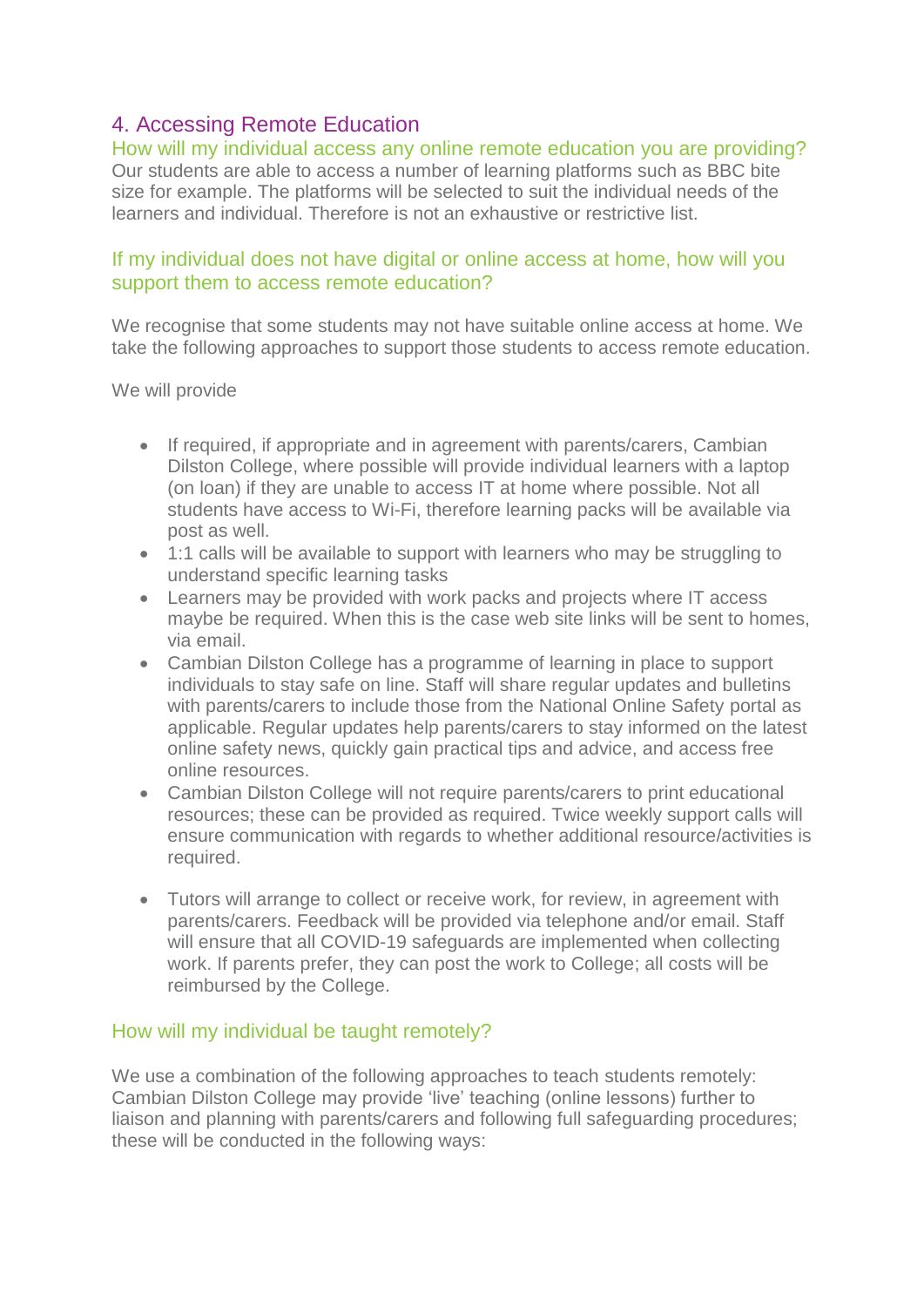## 4. Accessing Remote Education

### How will my individual access any online remote education you are providing?

Our students are able to access a number of learning platforms such as BBC bite size for example. The platforms will be selected to suit the individual needs of the learners and individual. Therefore is not an exhaustive or restrictive list.

### If my individual does not have digital or online access at home, how will you support them to access remote education?

We recognise that some students may not have suitable online access at home. We take the following approaches to support those students to access remote education.

We will provide

- If required, if appropriate and in agreement with parents/carers, Cambian Dilston College, where possible will provide individual learners with a laptop (on loan) if they are unable to access IT at home where possible. Not all students have access to Wi-Fi, therefore learning packs will be available via post as well.
- 1:1 calls will be available to support with learners who may be struggling to understand specific learning tasks
- Learners may be provided with work packs and projects where IT access maybe be required. When this is the case web site links will be sent to homes, via email.
- Cambian Dilston College has a programme of learning in place to support individuals to stay safe on line. Staff will share regular updates and bulletins with parents/carers to include those from the National Online Safety portal as applicable. Regular updates help parents/carers to stay informed on the latest online safety news, quickly gain practical tips and advice, and access free online resources.
- Cambian Dilston College will not require parents/carers to print educational resources; these can be provided as required. Twice weekly support calls will ensure communication with regards to whether additional resource/activities is required.
- Tutors will arrange to collect or receive work, for review, in agreement with parents/carers. Feedback will be provided via telephone and/or email. Staff will ensure that all COVID-19 safeguards are implemented when collecting work. If parents prefer, they can post the work to College; all costs will be reimbursed by the College.

### How will my individual be taught remotely?

We use a combination of the following approaches to teach students remotely: Cambian Dilston College may provide 'live' teaching (online lessons) further to liaison and planning with parents/carers and following full safeguarding procedures; these will be conducted in the following ways: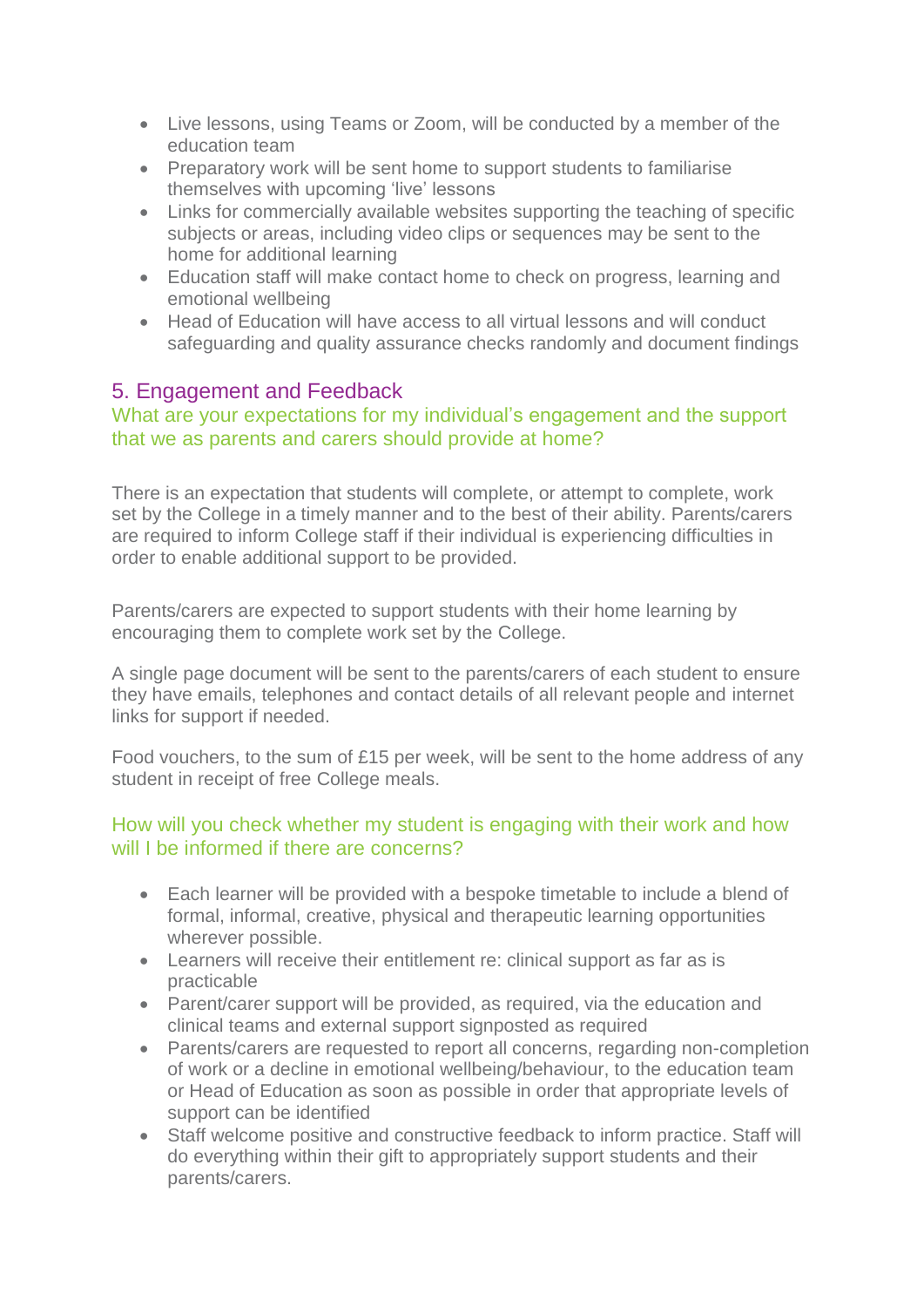- Live lessons, using Teams or Zoom, will be conducted by a member of the education team
- Preparatory work will be sent home to support students to familiarise themselves with upcoming 'live' lessons
- Links for commercially available websites supporting the teaching of specific subjects or areas, including video clips or sequences may be sent to the home for additional learning
- Education staff will make contact home to check on progress, learning and emotional wellbeing
- Head of Education will have access to all virtual lessons and will conduct safeguarding and quality assurance checks randomly and document findings

## 5. Engagement and Feedback

### What are your expectations for my individual's engagement and the support that we as parents and carers should provide at home?

There is an expectation that students will complete, or attempt to complete, work set by the College in a timely manner and to the best of their ability. Parents/carers are required to inform College staff if their individual is experiencing difficulties in order to enable additional support to be provided.

Parents/carers are expected to support students with their home learning by encouraging them to complete work set by the College.

A single page document will be sent to the parents/carers of each student to ensure they have emails, telephones and contact details of all relevant people and internet links for support if needed.

Food vouchers, to the sum of £15 per week, will be sent to the home address of any student in receipt of free College meals.

### How will you check whether my student is engaging with their work and how will I be informed if there are concerns?

- Each learner will be provided with a bespoke timetable to include a blend of formal, informal, creative, physical and therapeutic learning opportunities wherever possible.
- Learners will receive their entitlement re: clinical support as far as is practicable
- Parent/carer support will be provided, as required, via the education and clinical teams and external support signposted as required
- Parents/carers are requested to report all concerns, regarding non-completion of work or a decline in emotional wellbeing/behaviour, to the education team or Head of Education as soon as possible in order that appropriate levels of support can be identified
- Staff welcome positive and constructive feedback to inform practice. Staff will do everything within their gift to appropriately support students and their parents/carers.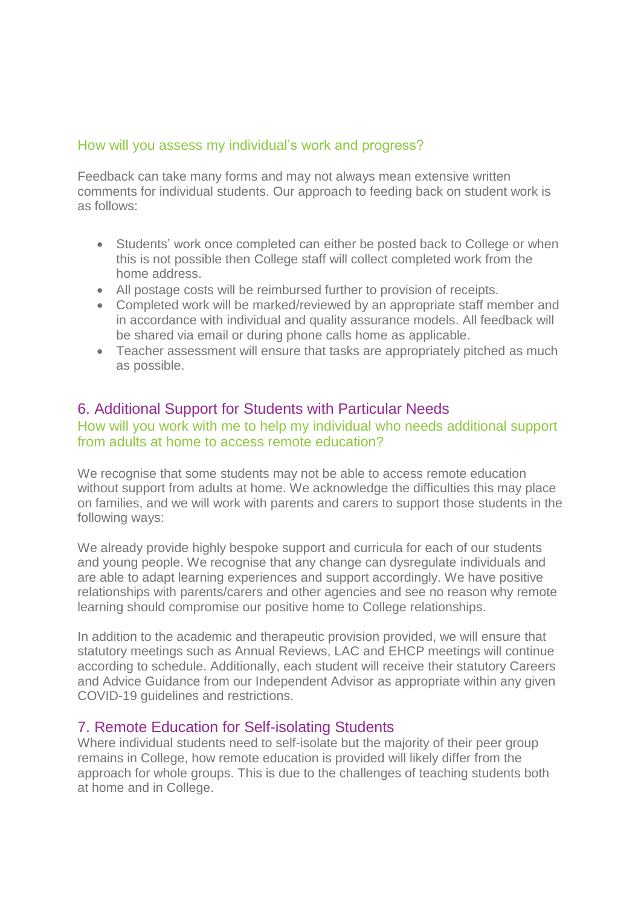### How will you assess my individual's work and progress?

Feedback can take many forms and may not always mean extensive written comments for individual students. Our approach to feeding back on student work is as follows:

- Students' work once completed can either be posted back to College or when this is not possible then College staff will collect completed work from the home address.
- All postage costs will be reimbursed further to provision of receipts.
- Completed work will be marked/reviewed by an appropriate staff member and in accordance with individual and quality assurance models. All feedback will be shared via email or during phone calls home as applicable.
- Teacher assessment will ensure that tasks are appropriately pitched as much as possible.

## 6. Additional Support for Students with Particular Needs

### How will you work with me to help my individual who needs additional support from adults at home to access remote education?

We recognise that some students may not be able to access remote education without support from adults at home. We acknowledge the difficulties this may place on families, and we will work with parents and carers to support those students in the following ways:

We already provide highly bespoke support and curricula for each of our students and young people. We recognise that any change can dysregulate individuals and are able to adapt learning experiences and support accordingly. We have positive relationships with parents/carers and other agencies and see no reason why remote learning should compromise our positive home to College relationships.

In addition to the academic and therapeutic provision provided, we will ensure that statutory meetings such as Annual Reviews, LAC and EHCP meetings will continue according to schedule. Additionally, each student will receive their statutory Careers and Advice Guidance from our Independent Advisor as appropriate within any given COVID-19 guidelines and restrictions.

## 7. Remote Education for Self-isolating Students

Where individual students need to self-isolate but the majority of their peer group remains in College, how remote education is provided will likely differ from the approach for whole groups. This is due to the challenges of teaching students both at home and in College.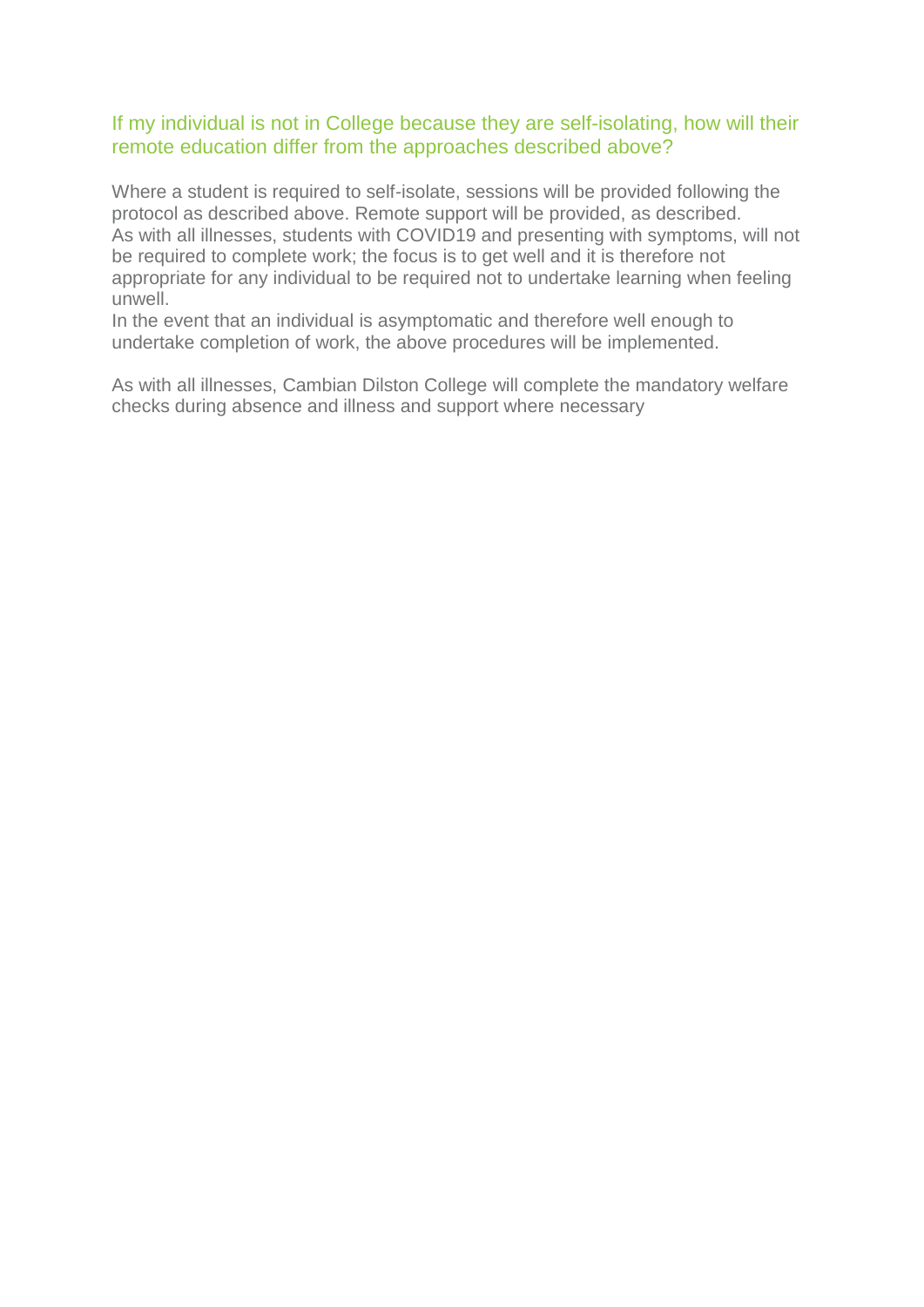### If my individual is not in College because they are self-isolating, how will their remote education differ from the approaches described above?

Where a student is required to self-isolate, sessions will be provided following the protocol as described above. Remote support will be provided, as described.
As with all illnesses, students with COVID19 and presenting with symptoms, will not be required to complete work; the focus is to get well and it is therefore not appropriate for any individual to be required not to undertake learning when feeling unwell.
In the event that an individual is asymptomatic and therefore well enough to undertake completion of work, the above procedures will be implemented.

As with all illnesses, Cambian Dilston College will complete the mandatory welfare checks during absence and illness and support where necessary